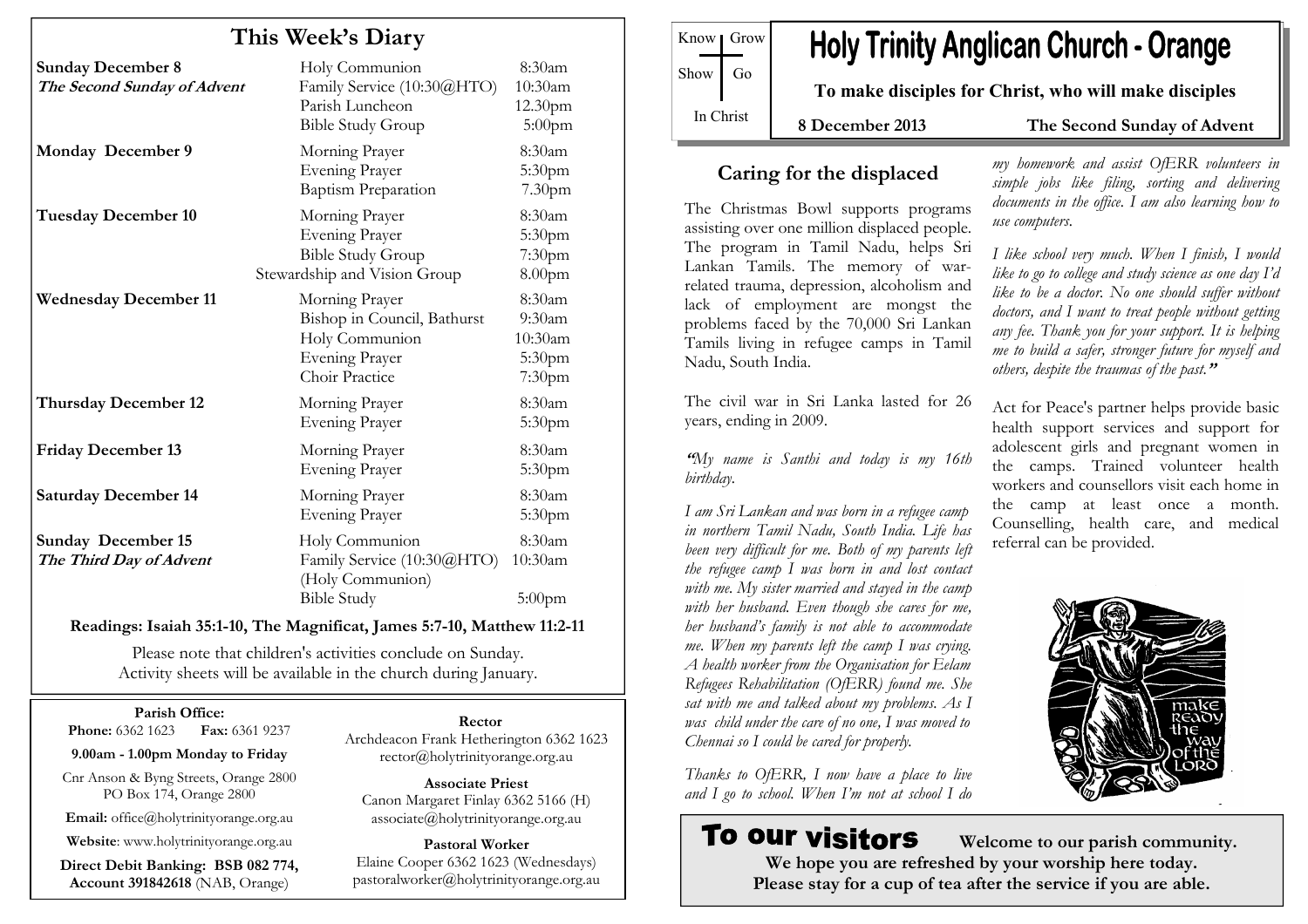# This Week's Diary

| | | |
|---|---|---|
| **Sunday December 8** *The Second Sunday of Advent* | Holy Communion | 8:30am |
| | Family Service (10:30@HTO) | 10:30am |
| | Parish Luncheon | 12.30pm |
| | Bible Study Group | 5:00pm |
| **Monday December 9** | Morning Prayer | 8:30am |
| | Evening Prayer | 5:30pm |
| | Baptism Preparation | 7.30pm |
| **Tuesday December 10** | Morning Prayer | 8:30am |
| | Evening Prayer | 5:30pm |
| | Bible Study Group | 7:30pm |
| | Stewardship and Vision Group | 8.00pm |
| **Wednesday December 11** | Morning Prayer | 8:30am |
| | Bishop in Council, Bathurst | 9:30am |
| | Holy Communion | 10:30am |
| | Evening Prayer | 5:30pm |
| | Choir Practice | 7:30pm |
| **Thursday December 12** | Morning Prayer | 8:30am |
| | Evening Prayer | 5:30pm |
| **Friday December 13** | Morning Prayer | 8:30am |
| | Evening Prayer | 5:30pm |
| **Saturday December 14** | Morning Prayer | 8:30am |
| | Evening Prayer | 5:30pm |
| **Sunday December 15** *The Third Day of Advent* | Holy Communion | 8:30am |
| | Family Service (10:30@HTO) (Holy Communion) | 10:30am |
| | Bible Study | 5:00pm |

**Readings: Isaiah 35:1-10, The Magnificat, James 5:7-10, Matthew 11:2-11**

Please note that children's activities conclude on Sunday.
Activity sheets will be available in the church during January.

**Parish Office:**
**Phone:** 6362 1623 **Fax:** 6361 9237

**9.00am - 1.00pm Monday to Friday**

Cnr Anson & Byng Streets, Orange 2800
PO Box 174, Orange 2800

**Email:** office@holytrinityorange.org.au

**Website**: www.holytrinityorange.org.au

**Direct Debit Banking: BSB 082 774, Account 391842618** (NAB, Orange)

**Rector**
Archdeacon Frank Hetherington 6362 1623
rector@holytrinityorange.org.au

**Associate Priest**
Canon Margaret Finlay 6362 5166 (H)
associate@holytrinityorange.org.au

**Pastoral Worker**
Elaine Cooper 6362 1623 (Wednesdays)
pastoralworker@holytrinityorange.org.au

Know | Grow
Show | Go
In Christ

# Holy Trinity Anglican Church - Orange

**To make disciples for Christ, who will make disciples**

**8 December 2013** **The Second Sunday of Advent**

## Caring for the displaced

The Christmas Bowl supports programs assisting over one million displaced people. The program in Tamil Nadu, helps Sri Lankan Tamils. The memory of war-related trauma, depression, alcoholism and lack of employment are mongst the problems faced by the 70,000 Sri Lankan Tamils living in refugee camps in Tamil Nadu, South India.

The civil war in Sri Lanka lasted for 26 years, ending in 2009.

*"My name is Santhi and today is my 16th birthday.*

*I am Sri Lankan and was born in a refugee camp in northern Tamil Nadu, South India. Life has been very difficult for me. Both of my parents left the refugee camp I was born in and lost contact with me. My sister married and stayed in the camp with her husband. Even though she cares for me, her husband's family is not able to accommodate me. When my parents left the camp I was crying. A health worker from the Organisation for Eelam Refugees Rehabilitation (OfERR) found me. She sat with me and talked about my problems. As I was child under the care of no one, I was moved to Chennai so I could be cared for properly.*

*Thanks to OfERR, I now have a place to live and I go to school. When I'm not at school I do my homework and assist OfERR volunteers in simple jobs like filing, sorting and delivering documents in the office. I am also learning how to use computers.*

*I like school very much. When I finish, I would like to go to college and study science as one day I'd like to be a doctor. No one should suffer without doctors, and I want to treat people without getting any fee. Thank you for your support. It is helping me to build a safer, stronger future for myself and others, despite the traumas of the past."*

Act for Peace's partner helps provide basic health support services and support for adolescent girls and pregnant women in the camps. Trained volunteer health workers and counsellors visit each home in the camp at least once a month. Counselling, health care, and medical referral can be provided.

## To our visitors

**Welcome to our parish community.**
**We hope you are refreshed by your worship here today.**
**Please stay for a cup of tea after the service if you are able.**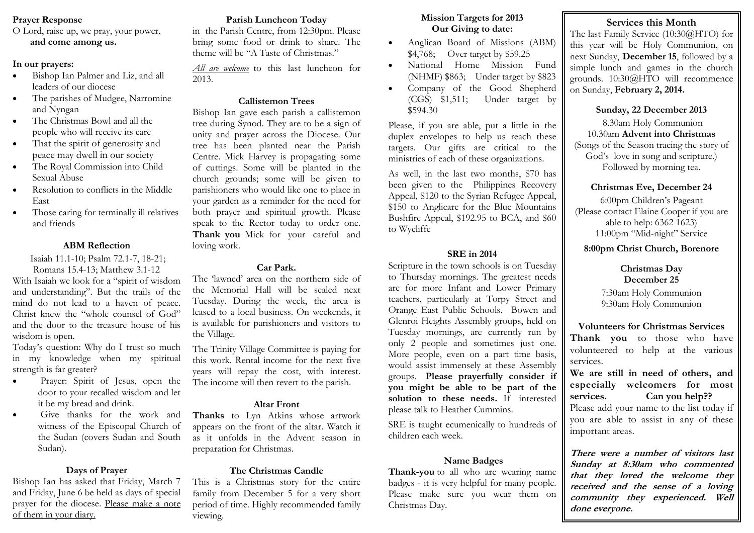**Prayer Response**

O Lord, raise up, we pray, your power,
**and come among us.**

**In our prayers:**

- Bishop Ian Palmer and Liz, and all leaders of our diocese
- The parishes of Mudgee, Narromine and Nyngan
- The Christmas Bowl and all the people who will receive its care
- That the spirit of generosity and peace may dwell in our society
- The Royal Commission into Child Sexual Abuse
- Resolution to conflicts in the Middle East
- Those caring for terminally ill relatives and friends

### ABM Reflection

Isaiah 11.1-10; Psalm 72.1-7, 18-21; Romans 15.4-13; Matthew 3.1-12

With Isaiah we look for a "spirit of wisdom and understanding". But the trails of the mind do not lead to a haven of peace. Christ knew the "whole counsel of God" and the door to the treasure house of his wisdom is open.

Today's question: Why do I trust so much in my knowledge when my spiritual strength is far greater?

- Prayer: Spirit of Jesus, open the door to your recalled wisdom and let it be my bread and drink.
- Give thanks for the work and witness of the Episcopal Church of the Sudan (covers Sudan and South Sudan).

### Days of Prayer

Bishop Ian has asked that Friday, March 7 and Friday, June 6 be held as days of special prayer for the diocese. <u>Please make a note of them in your diary.</u>

### Parish Luncheon Today

in the Parish Centre, from 12:30pm. Please bring some food or drink to share. The theme will be "A Taste of Christmas."

<u>*All are welcome*</u> to this last luncheon for 2013.

### Callistemon Trees

Bishop Ian gave each parish a callistemon tree during Synod. They are to be a sign of unity and prayer across the Diocese. Our tree has been planted near the Parish Centre. Mick Harvey is propagating some of cuttings. Some will be planted in the church grounds; some will be given to parishioners who would like one to place in your garden as a reminder for the need for both prayer and spiritual growth. Please speak to the Rector today to order one. **Thank you** Mick for your careful and loving work.

### Car Park.

The 'lawned' area on the northern side of the Memorial Hall will be sealed next Tuesday. During the week, the area is leased to a local business. On weekends, it is available for parishioners and visitors to the Village.

The Trinity Village Committee is paying for this work. Rental income for the next five years will repay the cost, with interest. The income will then revert to the parish.

### Altar Front

**Thanks** to Lyn Atkins whose artwork appears on the front of the altar. Watch it as it unfolds in the Advent season in preparation for Christmas.

### The Christmas Candle

This is a Christmas story for the entire family from December 5 for a very short period of time. Highly recommended family viewing.

### Mission Targets for 2013
### Our Giving to date:

- Anglican Board of Missions (ABM) \$4,768; Over target by \$59.25
- National Home Mission Fund (NHMF) \$863; Under target by \$823
- Company of the Good Shepherd (CGS) \$1,511; Under target by \$594.30

Please, if you are able, put a little in the duplex envelopes to help us reach these targets. Our gifts are critical to the ministries of each of these organizations.

As well, in the last two months, \$70 has been given to the Philippines Recovery Appeal, \$120 to the Syrian Refugee Appeal, \$150 to Anglicare for the Blue Mountains Bushfire Appeal, \$192.95 to BCA, and \$60 to Wycliffe

### SRE in 2014

Scripture in the town schools is on Tuesday to Thursday mornings. The greatest needs are for more Infant and Lower Primary teachers, particularly at Torpy Street and Orange East Public Schools. Bowen and Glenroi Heights Assembly groups, held on Tuesday mornings, are currently run by only 2 people and sometimes just one. More people, even on a part time basis, would assist immensely at these Assembly groups. **Please prayerfully consider if you might be able to be part of the solution to these needs.** If interested please talk to Heather Cummins.

SRE is taught ecumenically to hundreds of children each week.

### Name Badges

**Thank-you** to all who are wearing name badges - it is very helpful for many people. Please make sure you wear them on Christmas Day.

## Services this Month

The last Family Service (10:30@HTO) for this year will be Holy Communion, on next Sunday, **December 15**, followed by a simple lunch and games in the church grounds. 10:30@HTO will recommence on Sunday, **February 2, 2014.**

### Sunday, 22 December 2013

8.30am Holy Communion
10.30am **Advent into Christmas**
(Songs of the Season tracing the story of God's love in song and scripture.)
Followed by morning tea.

### Christmas Eve, December 24

6:00pm Children's Pageant
(Please contact Elaine Cooper if you are able to help: 6362 1623)
11:00pm "Mid-night" Service

**8:00pm Christ Church, Borenore**

### Christmas Day December 25

7:30am Holy Communion
9:30am Holy Communion

### Volunteers for Christmas Services

**Thank you** to those who have volunteered to help at the various services.

**We are still in need of others, and especially welcomers for most services. Can you help??**

Please add your name to the list today if you are able to assist in any of these important areas.

***There were a number of visitors last Sunday at 8:30am who commented that they loved the welcome they received and the sense of a loving community they experienced. Well done everyone.***